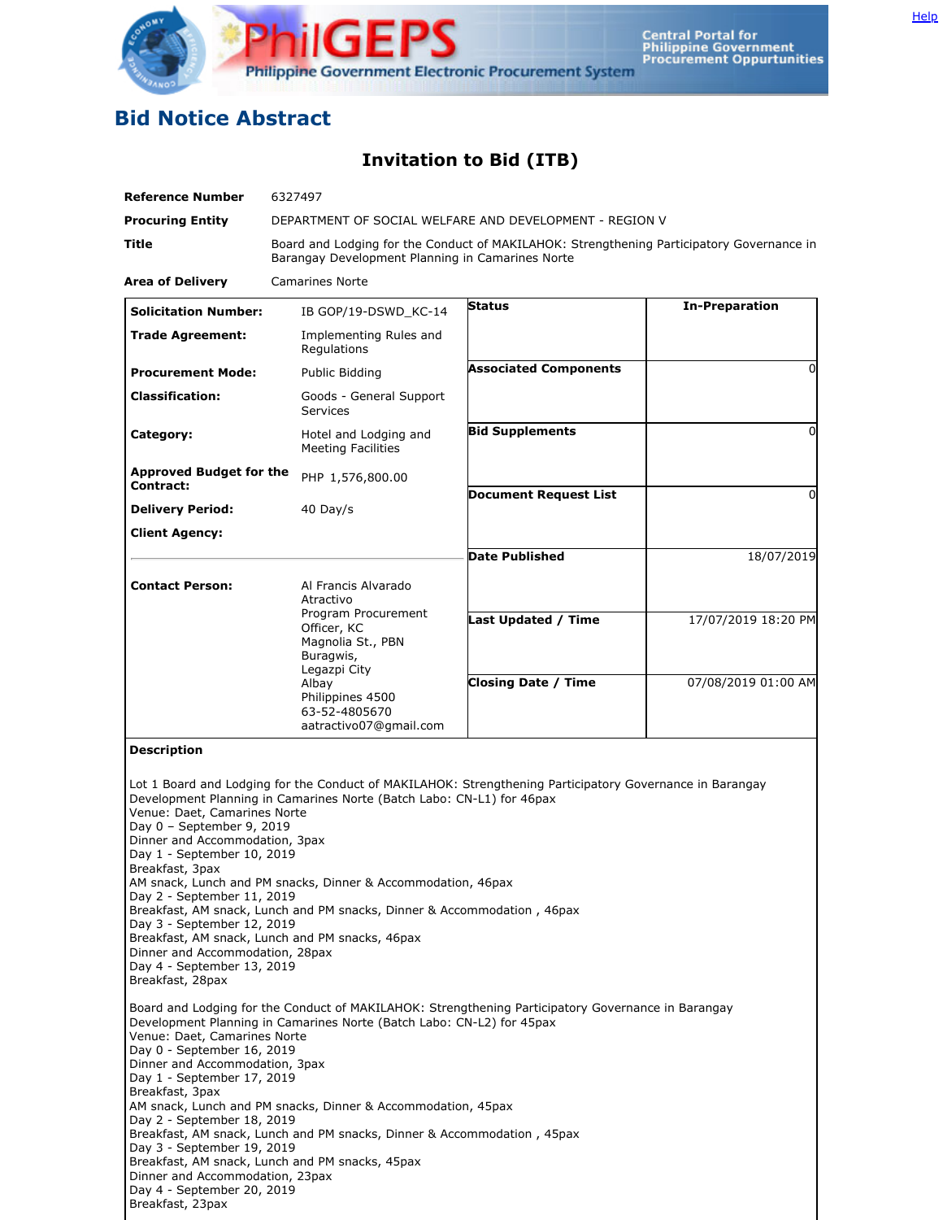# Bid Notice Abstract

## Invitation to Bid (ITB)

| | |
|---|---|
| **Reference Number** | 6327497 |
| **Procuring Entity** | DEPARTMENT OF SOCIAL WELFARE AND DEVELOPMENT - REGION V |
| **Title** | Board and Lodging for the Conduct of MAKILAHOK: Strengthening Participatory Governance in Barangay Development Planning in Camarines Norte |
| **Area of Delivery** | Camarines Norte |

| | | | |
|---|---|---|---|
| **Solicitation Number:** | IB GOP/19-DSWD_KC-14 | **Status** | **In-Preparation** |
| **Trade Agreement:** | Implementing Rules and Regulations | | |
| **Procurement Mode:** | Public Bidding | **Associated Components** | 0 |
| **Classification:** | Goods - General Support Services | | |
| **Category:** | Hotel and Lodging and Meeting Facilities | **Bid Supplements** | 0 |
| **Approved Budget for the Contract:** | PHP 1,576,800.00 | | |
| **Delivery Period:** | 40 Day/s | **Document Request List** | 0 |
| **Client Agency:** | | | |
| | | **Date Published** | 18/07/2019 |
| **Contact Person:** | Al Francis Alvarado Atractivo<br>Program Procurement Officer, KC<br>Magnolia St., PBN Buragwis,<br>Legazpi City<br>Albay<br>Philippines 4500<br>63-52-4805670<br>aatractivo07@gmail.com | **Last Updated / Time** | 17/07/2019 18:20 PM |
| | | **Closing Date / Time** | 07/08/2019 01:00 AM |

**Description**

Lot 1 Board and Lodging for the Conduct of MAKILAHOK: Strengthening Participatory Governance in Barangay Development Planning in Camarines Norte (Batch Labo: CN-L1) for 46pax
Venue: Daet, Camarines Norte
Day 0 – September 9, 2019
Dinner and Accommodation, 3pax
Day 1 - September 10, 2019
Breakfast, 3pax
AM snack, Lunch and PM snacks, Dinner & Accommodation, 46pax
Day 2 - September 11, 2019
Breakfast, AM snack, Lunch and PM snacks, Dinner & Accommodation , 46pax
Day 3 - September 12, 2019
Breakfast, AM snack, Lunch and PM snacks, 46pax
Dinner and Accommodation, 28pax
Day 4 - September 13, 2019
Breakfast, 28pax

Board and Lodging for the Conduct of MAKILAHOK: Strengthening Participatory Governance in Barangay Development Planning in Camarines Norte (Batch Labo: CN-L2) for 45pax
Venue: Daet, Camarines Norte
Day 0 - September 16, 2019
Dinner and Accommodation, 3pax
Day 1 - September 17, 2019
Breakfast, 3pax
AM snack, Lunch and PM snacks, Dinner & Accommodation, 45pax
Day 2 - September 18, 2019
Breakfast, AM snack, Lunch and PM snacks, Dinner & Accommodation , 45pax
Day 3 - September 19, 2019
Breakfast, AM snack, Lunch and PM snacks, 45pax
Dinner and Accommodation, 23pax
Day 4 - September 20, 2019
Breakfast, 23pax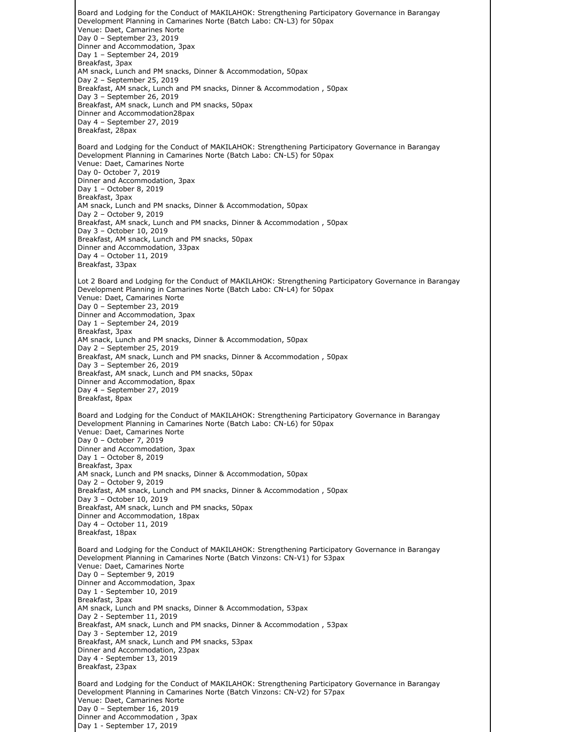Board and Lodging for the Conduct of MAKILAHOK: Strengthening Participatory Governance in Barangay Development Planning in Camarines Norte (Batch Labo: CN-L3) for 50pax
Venue: Daet, Camarines Norte
Day 0 – September 23, 2019
Dinner and Accommodation, 3pax
Day 1 – September 24, 2019
Breakfast, 3pax
AM snack, Lunch and PM snacks, Dinner & Accommodation, 50pax
Day 2 – September 25, 2019
Breakfast, AM snack, Lunch and PM snacks, Dinner & Accommodation , 50pax
Day 3 – September 26, 2019
Breakfast, AM snack, Lunch and PM snacks, 50pax
Dinner and Accommodation28pax
Day 4 – September 27, 2019
Breakfast, 28pax

Board and Lodging for the Conduct of MAKILAHOK: Strengthening Participatory Governance in Barangay Development Planning in Camarines Norte (Batch Labo: CN-L5) for 50pax
Venue: Daet, Camarines Norte
Day 0- October 7, 2019
Dinner and Accommodation, 3pax
Day 1 – October 8, 2019
Breakfast, 3pax
AM snack, Lunch and PM snacks, Dinner & Accommodation, 50pax
Day 2 – October 9, 2019
Breakfast, AM snack, Lunch and PM snacks, Dinner & Accommodation , 50pax
Day 3 – October 10, 2019
Breakfast, AM snack, Lunch and PM snacks, 50pax
Dinner and Accommodation, 33pax
Day 4 – October 11, 2019
Breakfast, 33pax

Lot 2 Board and Lodging for the Conduct of MAKILAHOK: Strengthening Participatory Governance in Barangay Development Planning in Camarines Norte (Batch Labo: CN-L4) for 50pax
Venue: Daet, Camarines Norte
Day 0 – September 23, 2019
Dinner and Accommodation, 3pax
Day 1 – September 24, 2019
Breakfast, 3pax
AM snack, Lunch and PM snacks, Dinner & Accommodation, 50pax
Day 2 – September 25, 2019
Breakfast, AM snack, Lunch and PM snacks, Dinner & Accommodation , 50pax
Day 3 – September 26, 2019
Breakfast, AM snack, Lunch and PM snacks, 50pax
Dinner and Accommodation, 8pax
Day 4 – September 27, 2019
Breakfast, 8pax

Board and Lodging for the Conduct of MAKILAHOK: Strengthening Participatory Governance in Barangay Development Planning in Camarines Norte (Batch Labo: CN-L6) for 50pax
Venue: Daet, Camarines Norte
Day 0 – October 7, 2019
Dinner and Accommodation, 3pax
Day 1 – October 8, 2019
Breakfast, 3pax
AM snack, Lunch and PM snacks, Dinner & Accommodation, 50pax
Day 2 – October 9, 2019
Breakfast, AM snack, Lunch and PM snacks, Dinner & Accommodation , 50pax
Day 3 – October 10, 2019
Breakfast, AM snack, Lunch and PM snacks, 50pax
Dinner and Accommodation, 18pax
Day 4 – October 11, 2019
Breakfast, 18pax

Board and Lodging for the Conduct of MAKILAHOK: Strengthening Participatory Governance in Barangay Development Planning in Camarines Norte (Batch Vinzons: CN-V1) for 53pax
Venue: Daet, Camarines Norte
Day 0 – September 9, 2019
Dinner and Accommodation, 3pax
Day 1 - September 10, 2019
Breakfast, 3pax
AM snack, Lunch and PM snacks, Dinner & Accommodation, 53pax
Day 2 - September 11, 2019
Breakfast, AM snack, Lunch and PM snacks, Dinner & Accommodation , 53pax
Day 3 - September 12, 2019
Breakfast, AM snack, Lunch and PM snacks, 53pax
Dinner and Accommodation, 23pax
Day 4 - September 13, 2019
Breakfast, 23pax

Board and Lodging for the Conduct of MAKILAHOK: Strengthening Participatory Governance in Barangay Development Planning in Camarines Norte (Batch Vinzons: CN-V2) for 57pax
Venue: Daet, Camarines Norte
Day 0 – September 16, 2019
Dinner and Accommodation , 3pax
Day 1 - September 17, 2019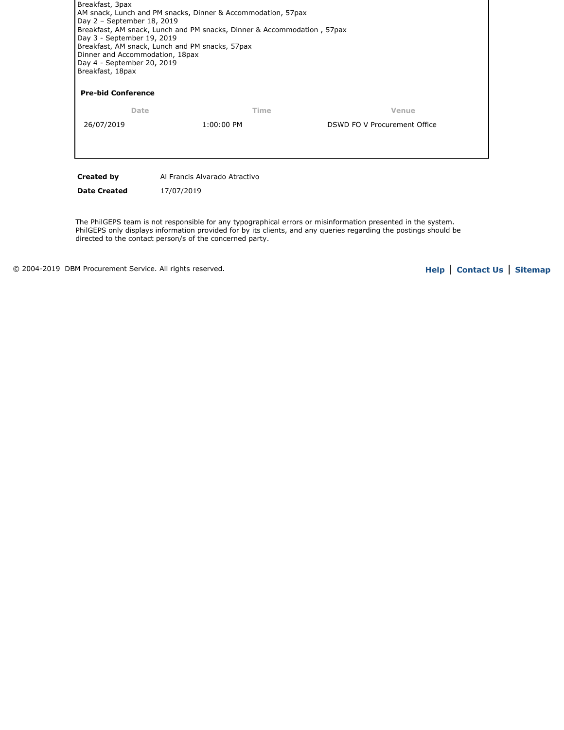Breakfast, 3pax
AM snack, Lunch and PM snacks, Dinner & Accommodation, 57pax
Day 2 – September 18, 2019
Breakfast, AM snack, Lunch and PM snacks, Dinner & Accommodation , 57pax
Day 3 - September 19, 2019
Breakfast, AM snack, Lunch and PM snacks, 57pax
Dinner and Accommodation, 18pax
Day 4 - September 20, 2019
Breakfast, 18pax

**Pre-bid Conference**

| Date | Time | Venue |
|---|---|---|
| 26/07/2019 | 1:00:00 PM | DSWD FO V Procurement Office |

| | |
|---|---|
| **Created by** | Al Francis Alvarado Atractivo |
| **Date Created** | 17/07/2019 |

The PhilGEPS team is not responsible for any typographical errors or misinformation presented in the system. PhilGEPS only displays information provided for by its clients, and any queries regarding the postings should be directed to the contact person/s of the concerned party.

© 2004-2019 DBM Procurement Service. All rights reserved.

**Help** | **Contact Us** | **Sitemap**